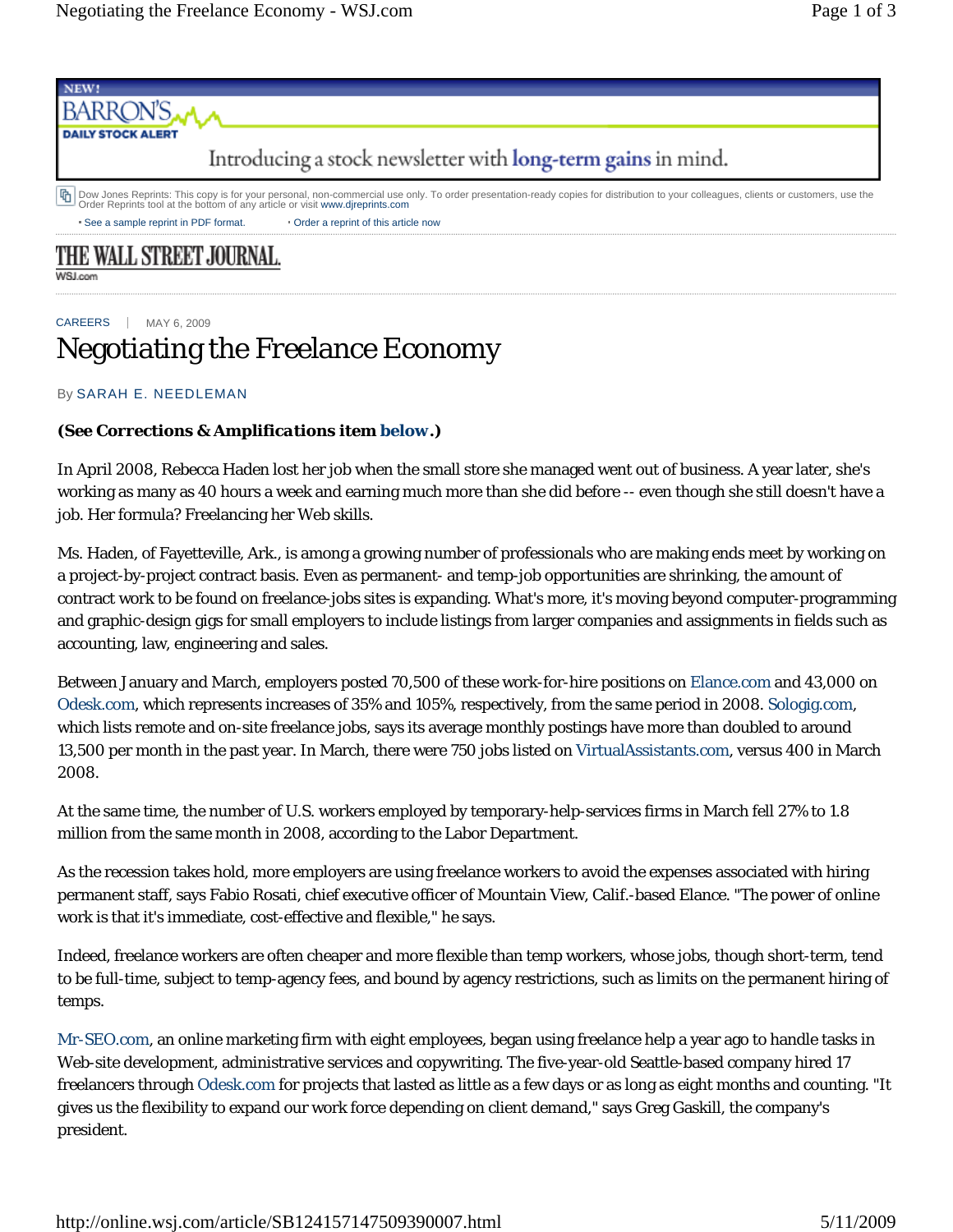CAREERS | MAY 6, 2009

# Negotiating the Freelance Economy

By SARAH E. NEEDLEMAN

***(See Corrections & Amplifications item below.)***

In April 2008, Rebecca Haden lost her job when the small store she managed went out of business. A year later, she's working as many as 40 hours a week and earning much more than she did before -- even though she still doesn't have a job. Her formula? Freelancing her Web skills.

Ms. Haden, of Fayetteville, Ark., is among a growing number of professionals who are making ends meet by working on a project-by-project contract basis. Even as permanent- and temp-job opportunities are shrinking, the amount of contract work to be found on freelance-jobs sites is expanding. What's more, it's moving beyond computer-programming and graphic-design gigs for small employers to include listings from larger companies and assignments in fields such as accounting, law, engineering and sales.

Between January and March, employers posted 70,500 of these work-for-hire positions on Elance.com and 43,000 on Odesk.com, which represents increases of 35% and 105%, respectively, from the same period in 2008. Sologig.com, which lists remote and on-site freelance jobs, says its average monthly postings have more than doubled to around 13,500 per month in the past year. In March, there were 750 jobs listed on VirtualAssistants.com, versus 400 in March 2008.

At the same time, the number of U.S. workers employed by temporary-help-services firms in March fell 27% to 1.8 million from the same month in 2008, according to the Labor Department.

As the recession takes hold, more employers are using freelance workers to avoid the expenses associated with hiring permanent staff, says Fabio Rosati, chief executive officer of Mountain View, Calif.-based Elance. "The power of online work is that it's immediate, cost-effective and flexible," he says.

Indeed, freelance workers are often cheaper and more flexible than temp workers, whose jobs, though short-term, tend to be full-time, subject to temp-agency fees, and bound by agency restrictions, such as limits on the permanent hiring of temps.

Mr-SEO.com, an online marketing firm with eight employees, began using freelance help a year ago to handle tasks in Web-site development, administrative services and copywriting. The five-year-old Seattle-based company hired 17 freelancers through Odesk.com for projects that lasted as little as a few days or as long as eight months and counting. "It gives us the flexibility to expand our work force depending on client demand," says Greg Gaskill, the company's president.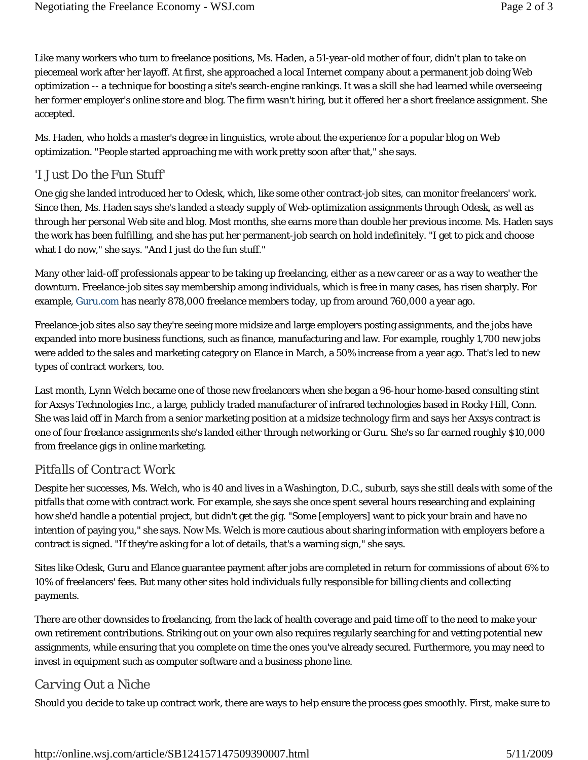Like many workers who turn to freelance positions, Ms. Haden, a 51-year-old mother of four, didn't plan to take on piecemeal work after her layoff. At first, she approached a local Internet company about a permanent job doing Web optimization -- a technique for boosting a site's search-engine rankings. It was a skill she had learned while overseeing her former employer's online store and blog. The firm wasn't hiring, but it offered her a short freelance assignment. She accepted.

Ms. Haden, who holds a master's degree in linguistics, wrote about the experience for a popular blog on Web optimization. "People started approaching me with work pretty soon after that," she says.

## 'I Just Do the Fun Stuff'

One gig she landed introduced her to Odesk, which, like some other contract-job sites, can monitor freelancers' work. Since then, Ms. Haden says she's landed a steady supply of Web-optimization assignments through Odesk, as well as through her personal Web site and blog. Most months, she earns more than double her previous income. Ms. Haden says the work has been fulfilling, and she has put her permanent-job search on hold indefinitely. "I get to pick and choose what I do now," she says. "And I just do the fun stuff."

Many other laid-off professionals appear to be taking up freelancing, either as a new career or as a way to weather the downturn. Freelance-job sites say membership among individuals, which is free in many cases, has risen sharply. For example, Guru.com has nearly 878,000 freelance members today, up from around 760,000 a year ago.

Freelance-job sites also say they're seeing more midsize and large employers posting assignments, and the jobs have expanded into more business functions, such as finance, manufacturing and law. For example, roughly 1,700 new jobs were added to the sales and marketing category on Elance in March, a 50% increase from a year ago. That's led to new types of contract workers, too.

Last month, Lynn Welch became one of those new freelancers when she began a 96-hour home-based consulting stint for Axsys Technologies Inc., a large, publicly traded manufacturer of infrared technologies based in Rocky Hill, Conn. She was laid off in March from a senior marketing position at a midsize technology firm and says her Axsys contract is one of four freelance assignments she's landed either through networking or Guru. She's so far earned roughly $10,000 from freelance gigs in online marketing.

## Pitfalls of Contract Work

Despite her successes, Ms. Welch, who is 40 and lives in a Washington, D.C., suburb, says she still deals with some of the pitfalls that come with contract work. For example, she says she once spent several hours researching and explaining how she'd handle a potential project, but didn't get the gig. "Some [employers] want to pick your brain and have no intention of paying you," she says. Now Ms. Welch is more cautious about sharing information with employers before a contract is signed. "If they're asking for a lot of details, that's a warning sign," she says.

Sites like Odesk, Guru and Elance guarantee payment after jobs are completed in return for commissions of about 6% to 10% of freelancers' fees. But many other sites hold individuals fully responsible for billing clients and collecting payments.

There are other downsides to freelancing, from the lack of health coverage and paid time off to the need to make your own retirement contributions. Striking out on your own also requires regularly searching for and vetting potential new assignments, while ensuring that you complete on time the ones you've already secured. Furthermore, you may need to invest in equipment such as computer software and a business phone line.

## Carving Out a Niche

Should you decide to take up contract work, there are ways to help ensure the process goes smoothly. First, make sure to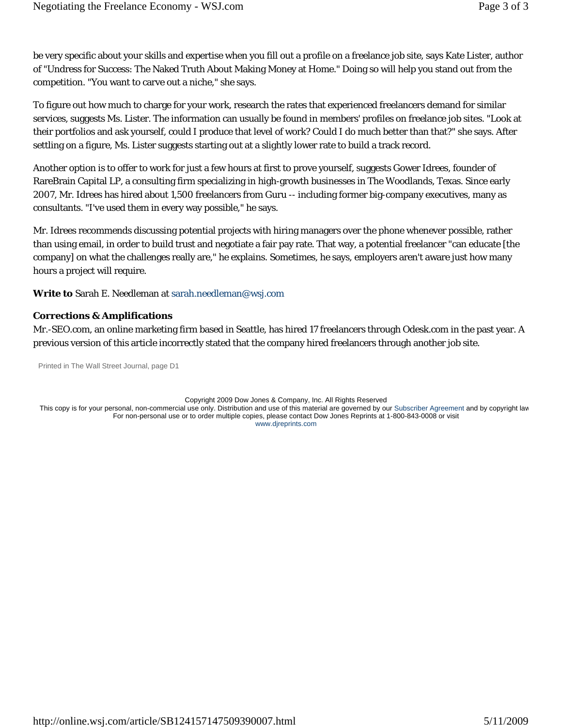be very specific about your skills and expertise when you fill out a profile on a freelance job site, says Kate Lister, author of "Undress for Success: The Naked Truth About Making Money at Home." Doing so will help you stand out from the competition. "You want to carve out a niche," she says.

To figure out how much to charge for your work, research the rates that experienced freelancers demand for similar services, suggests Ms. Lister. The information can usually be found in members' profiles on freelance job sites. "Look at their portfolios and ask yourself, could I produce that level of work? Could I do much better than that?" she says. After settling on a figure, Ms. Lister suggests starting out at a slightly lower rate to build a track record.

Another option is to offer to work for just a few hours at first to prove yourself, suggests Gower Idrees, founder of RareBrain Capital LP, a consulting firm specializing in high-growth businesses in The Woodlands, Texas. Since early 2007, Mr. Idrees has hired about 1,500 freelancers from Guru -- including former big-company executives, many as consultants. "I've used them in every way possible," he says.

Mr. Idrees recommends discussing potential projects with hiring managers over the phone whenever possible, rather than using email, in order to build trust and negotiate a fair pay rate. That way, a potential freelancer "can educate [the company] on what the challenges really are," he explains. Sometimes, he says, employers aren't aware just how many hours a project will require.

**Write to** Sarah E. Needleman at sarah.needleman@wsj.com

**Corrections & Amplifications**

Mr.-SEO.com, an online marketing firm based in Seattle, has hired 17 freelancers through Odesk.com in the past year. A previous version of this article incorrectly stated that the company hired freelancers through another job site.

Printed in The Wall Street Journal, page D1

Copyright 2009 Dow Jones & Company, Inc. All Rights Reserved
This copy is for your personal, non-commercial use only. Distribution and use of this material are governed by our Subscriber Agreement and by copyright law. For non-personal use or to order multiple copies, please contact Dow Jones Reprints at 1-800-843-0008 or visit www.djreprints.com